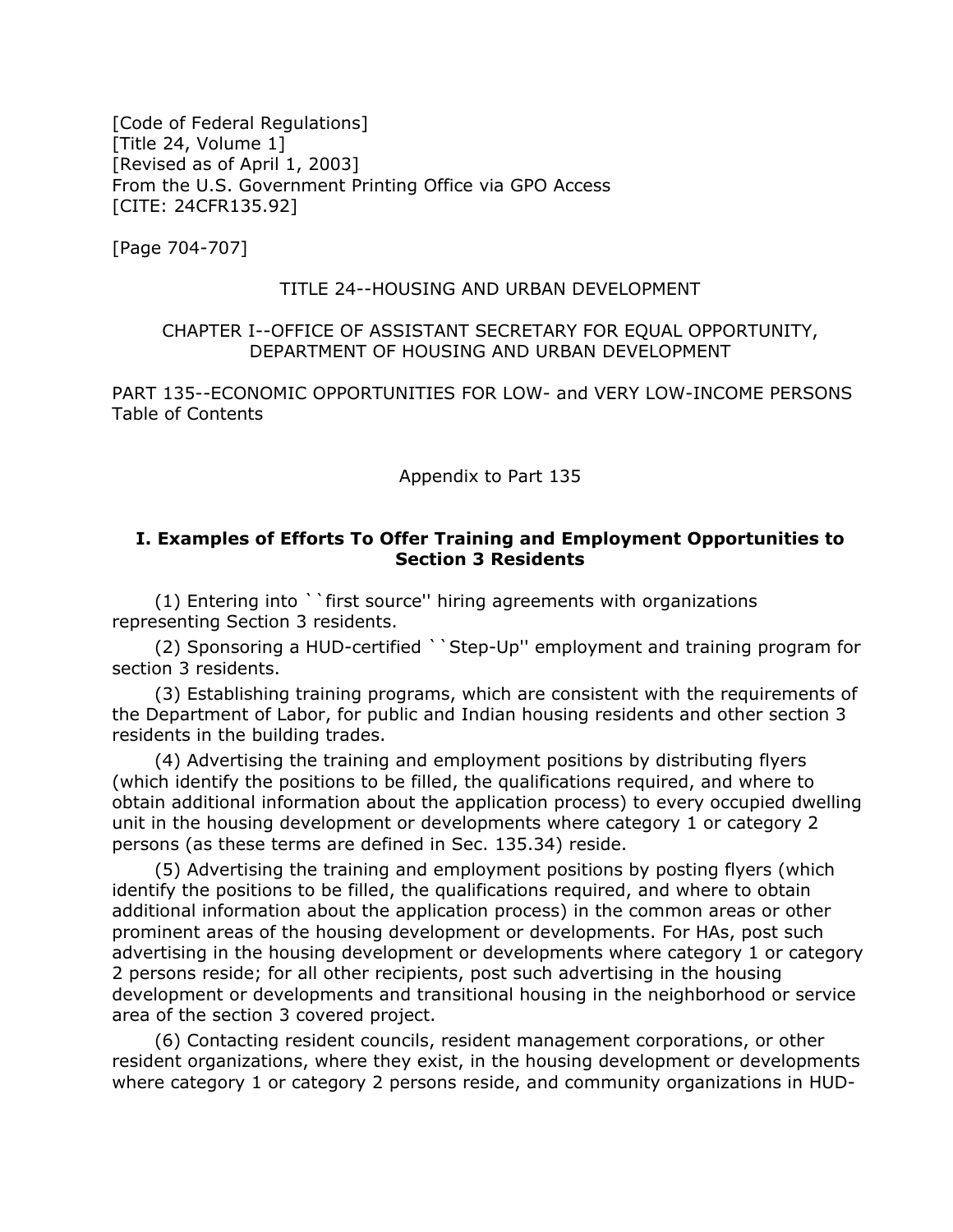[Code of Federal Regulations]
[Title 24, Volume 1]
[Revised as of April 1, 2003]
From the U.S. Government Printing Office via GPO Access
[CITE: 24CFR135.92]

[Page 704-707]

TITLE 24--HOUSING AND URBAN DEVELOPMENT

CHAPTER I--OFFICE OF ASSISTANT SECRETARY FOR EQUAL OPPORTUNITY, DEPARTMENT OF HOUSING AND URBAN DEVELOPMENT

PART 135--ECONOMIC OPPORTUNITIES FOR LOW- and VERY LOW-INCOME PERSONS
Table of Contents

Appendix to Part 135

### I. Examples of Efforts To Offer Training and Employment Opportunities to Section 3 Residents

(1) Entering into ``first source'' hiring agreements with organizations representing Section 3 residents.

(2) Sponsoring a HUD-certified ``Step-Up'' employment and training program for section 3 residents.

(3) Establishing training programs, which are consistent with the requirements of the Department of Labor, for public and Indian housing residents and other section 3 residents in the building trades.

(4) Advertising the training and employment positions by distributing flyers (which identify the positions to be filled, the qualifications required, and where to obtain additional information about the application process) to every occupied dwelling unit in the housing development or developments where category 1 or category 2 persons (as these terms are defined in Sec. 135.34) reside.

(5) Advertising the training and employment positions by posting flyers (which identify the positions to be filled, the qualifications required, and where to obtain additional information about the application process) in the common areas or other prominent areas of the housing development or developments. For HAs, post such advertising in the housing development or developments where category 1 or category 2 persons reside; for all other recipients, post such advertising in the housing development or developments and transitional housing in the neighborhood or service area of the section 3 covered project.

(6) Contacting resident councils, resident management corporations, or other resident organizations, where they exist, in the housing development or developments where category 1 or category 2 persons reside, and community organizations in HUD-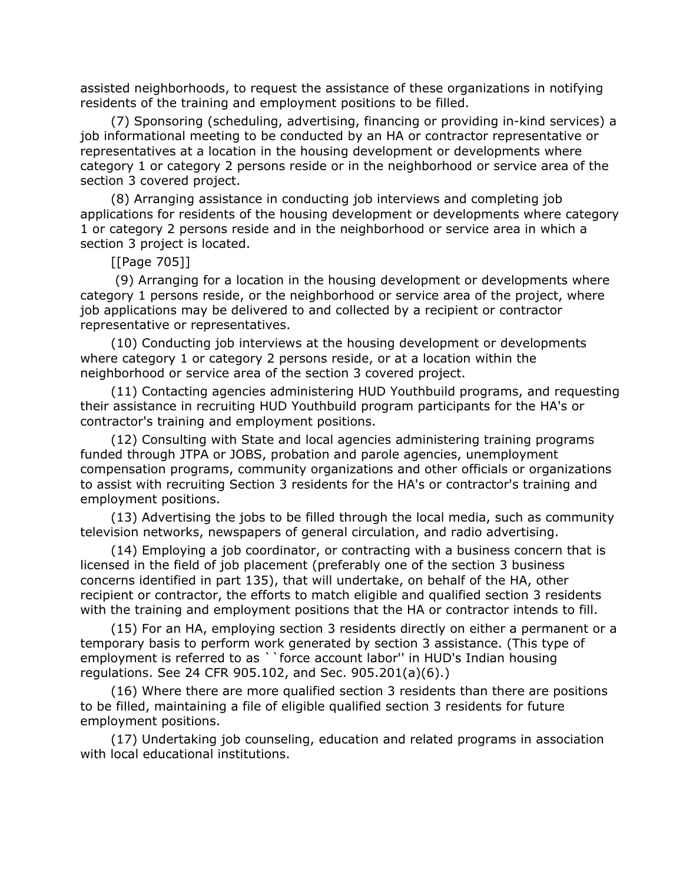assisted neighborhoods, to request the assistance of these organizations in notifying residents of the training and employment positions to be filled.

(7) Sponsoring (scheduling, advertising, financing or providing in-kind services) a job informational meeting to be conducted by an HA or contractor representative or representatives at a location in the housing development or developments where category 1 or category 2 persons reside or in the neighborhood or service area of the section 3 covered project.

(8) Arranging assistance in conducting job interviews and completing job applications for residents of the housing development or developments where category 1 or category 2 persons reside and in the neighborhood or service area in which a section 3 project is located.

[[Page 705]]

(9) Arranging for a location in the housing development or developments where category 1 persons reside, or the neighborhood or service area of the project, where job applications may be delivered to and collected by a recipient or contractor representative or representatives.

(10) Conducting job interviews at the housing development or developments where category 1 or category 2 persons reside, or at a location within the neighborhood or service area of the section 3 covered project.

(11) Contacting agencies administering HUD Youthbuild programs, and requesting their assistance in recruiting HUD Youthbuild program participants for the HA's or contractor's training and employment positions.

(12) Consulting with State and local agencies administering training programs funded through JTPA or JOBS, probation and parole agencies, unemployment compensation programs, community organizations and other officials or organizations to assist with recruiting Section 3 residents for the HA's or contractor's training and employment positions.

(13) Advertising the jobs to be filled through the local media, such as community television networks, newspapers of general circulation, and radio advertising.

(14) Employing a job coordinator, or contracting with a business concern that is licensed in the field of job placement (preferably one of the section 3 business concerns identified in part 135), that will undertake, on behalf of the HA, other recipient or contractor, the efforts to match eligible and qualified section 3 residents with the training and employment positions that the HA or contractor intends to fill.

(15) For an HA, employing section 3 residents directly on either a permanent or a temporary basis to perform work generated by section 3 assistance. (This type of employment is referred to as ``force account labor'' in HUD's Indian housing regulations. See 24 CFR 905.102, and Sec. 905.201(a)(6).)

(16) Where there are more qualified section 3 residents than there are positions to be filled, maintaining a file of eligible qualified section 3 residents for future employment positions.

(17) Undertaking job counseling, education and related programs in association with local educational institutions.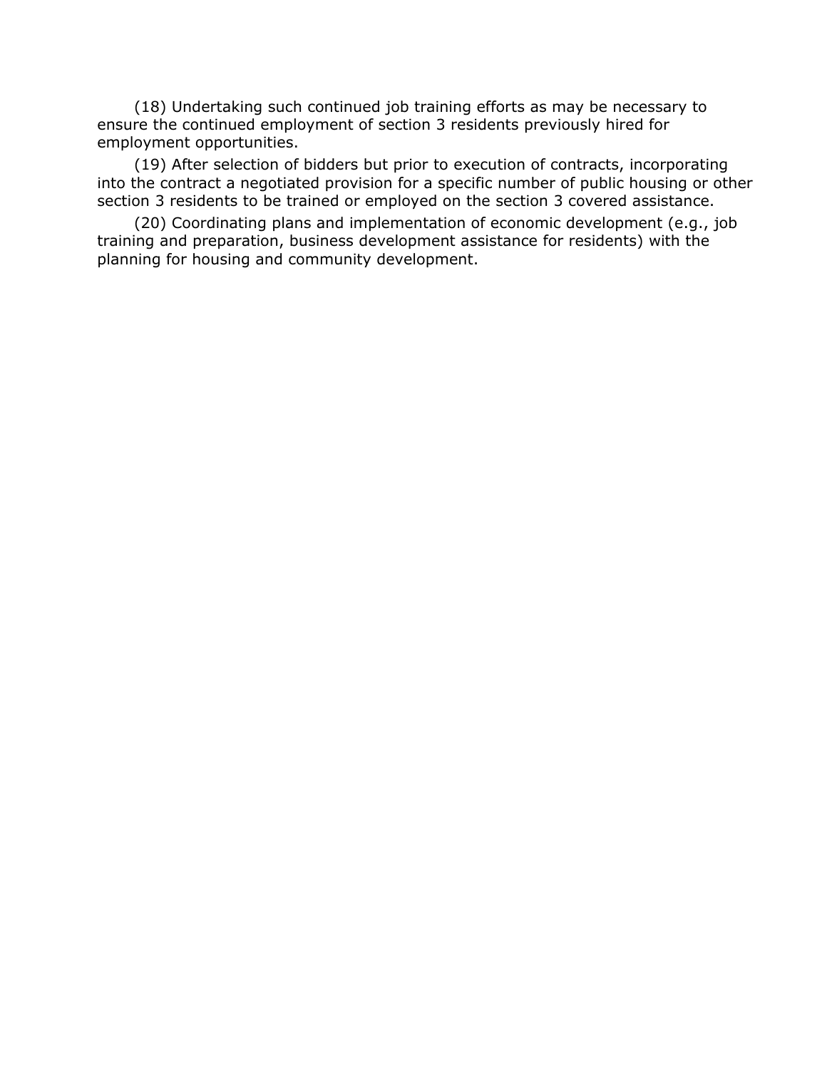(18) Undertaking such continued job training efforts as may be necessary to ensure the continued employment of section 3 residents previously hired for employment opportunities.

(19) After selection of bidders but prior to execution of contracts, incorporating into the contract a negotiated provision for a specific number of public housing or other section 3 residents to be trained or employed on the section 3 covered assistance.

(20) Coordinating plans and implementation of economic development (e.g., job training and preparation, business development assistance for residents) with the planning for housing and community development.